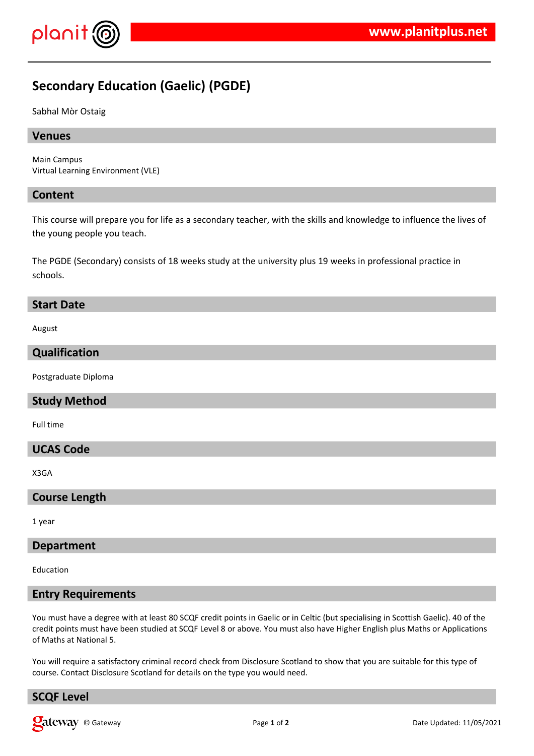# Secondary Education (Gaelic) (PGDE)

Sabhal Mòr Ostaig

## Venues

Main Campus
Virtual Learning Environment (VLE)

## Content

This course will prepare you for life as a secondary teacher, with the skills and knowledge to influence the lives of the young people you teach.

The PGDE (Secondary) consists of 18 weeks study at the university plus 19 weeks in professional practice in schools.

## Start Date

August

## Qualification

Postgraduate Diploma

## Study Method

Full time

## UCAS Code

X3GA

## Course Length

1 year

## Department

Education

## Entry Requirements

You must have a degree with at least 80 SCQF credit points in Gaelic or in Celtic (but specialising in Scottish Gaelic). 40 of the credit points must have been studied at SCQF Level 8 or above. You must also have Higher English plus Maths or Applications of Maths at National 5.

You will require a satisfactory criminal record check from Disclosure Scotland to show that you are suitable for this type of course. Contact Disclosure Scotland for details on the type you would need.

## SCQF Level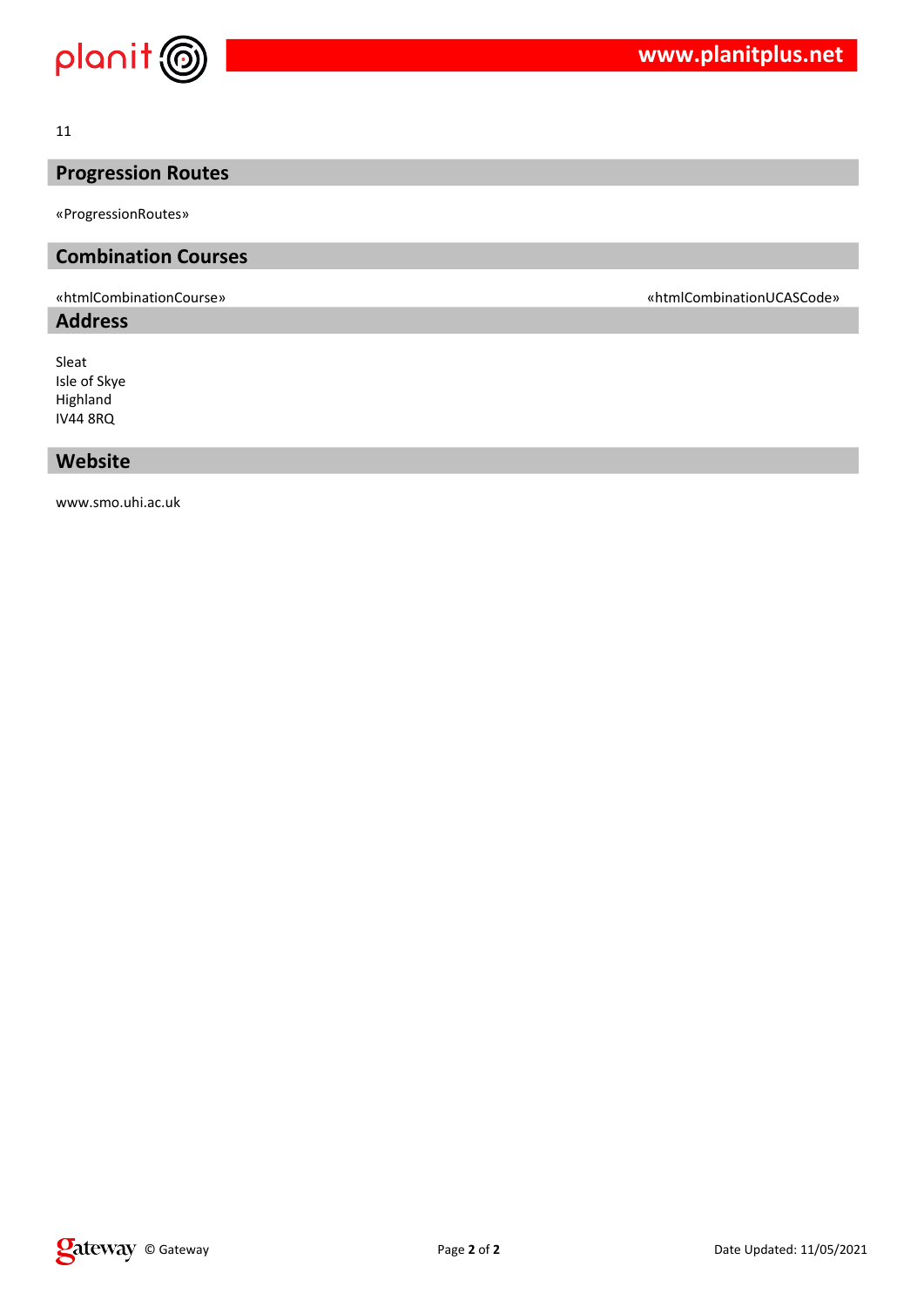11

## Progression Routes

«ProgressionRoutes»

## Combination Courses

«htmlCombinationCourse» «htmlCombinationUCASCode»

## Address

Sleat
Isle of Skye
Highland
IV44 8RQ

## Website

www.smo.uhi.ac.uk